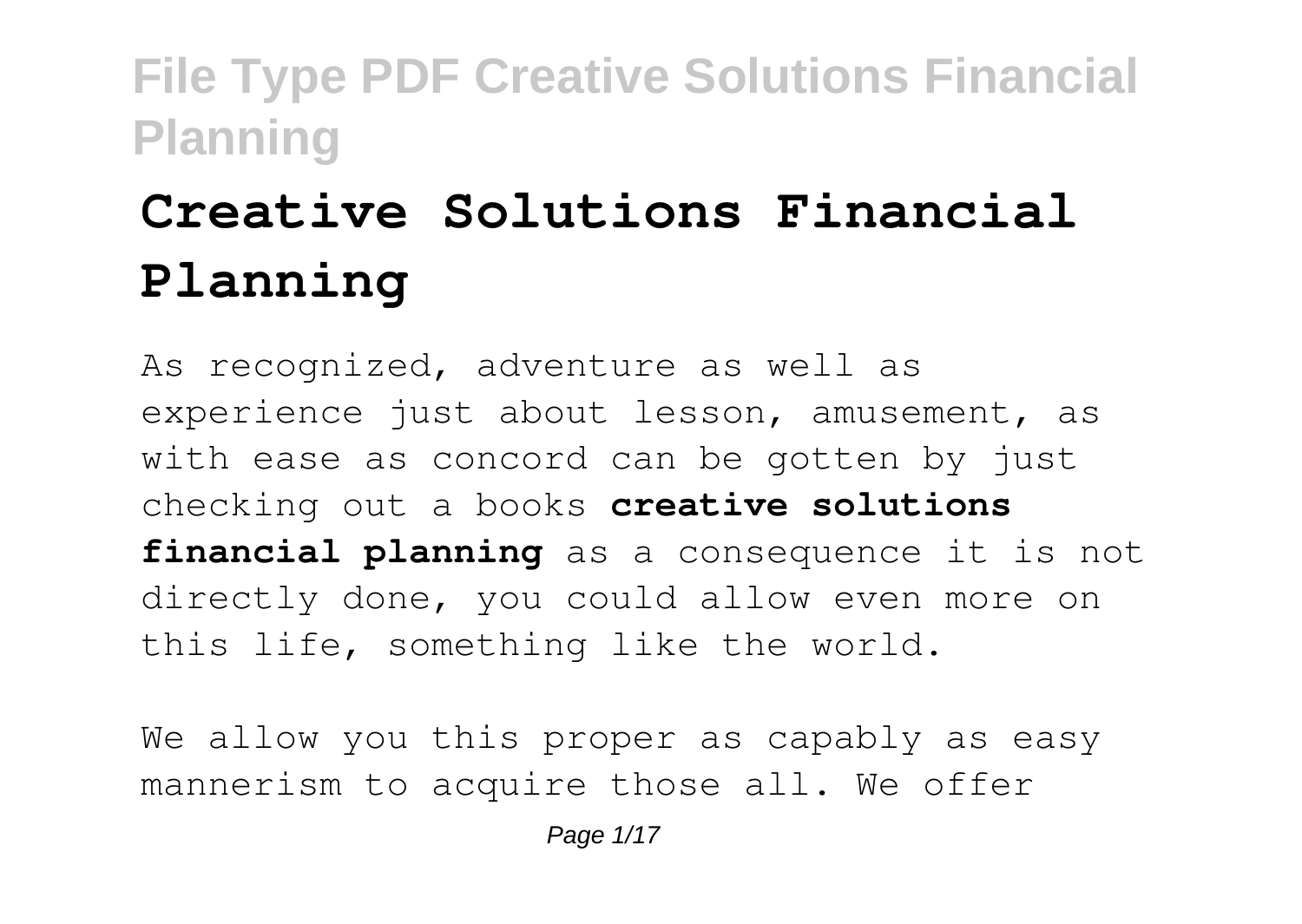# Creative Solutions Financial Planning

As recognized, adventure as well as experience just about lesson, amusement, as with ease as concord can be gotten by just checking out a books **creative solutions financial planning** as a consequence it is not directly done, you could allow even more on this life, something like the world.

We allow you this proper as capably as easy mannerism to acquire those all. We offer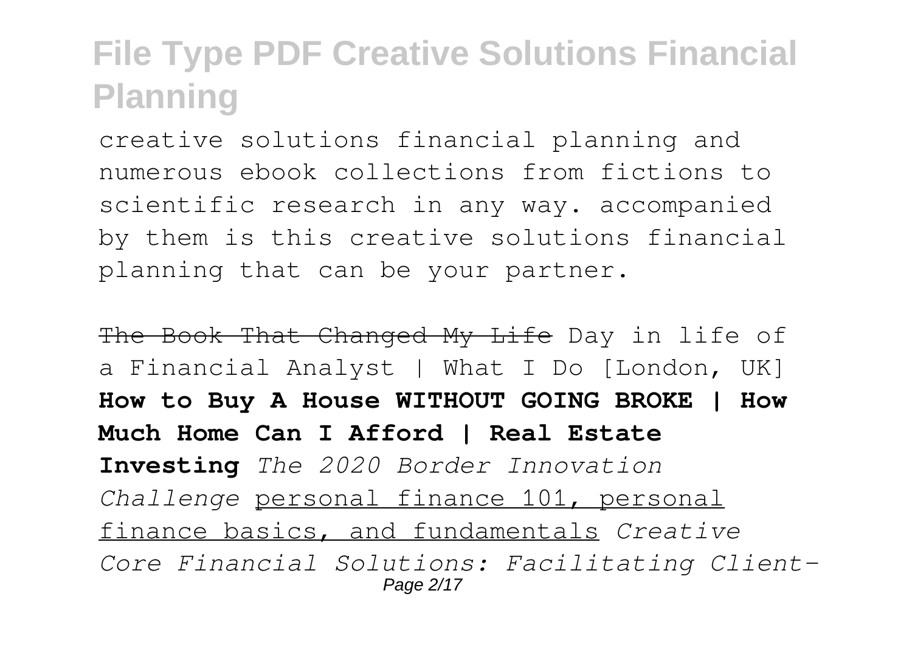creative solutions financial planning and numerous ebook collections from fictions to scientific research in any way. accompanied by them is this creative solutions financial planning that can be your partner.

~~The Book That Changed My Life~~ Day in life of a Financial Analyst | What I Do [London, UK] **How to Buy A House WITHOUT GOING BROKE | How Much Home Can I Afford | Real Estate Investing** *The 2020 Border Innovation Challenge* personal finance 101, personal finance basics, and fundamentals *Creative Core Financial Solutions: Facilitating Client-*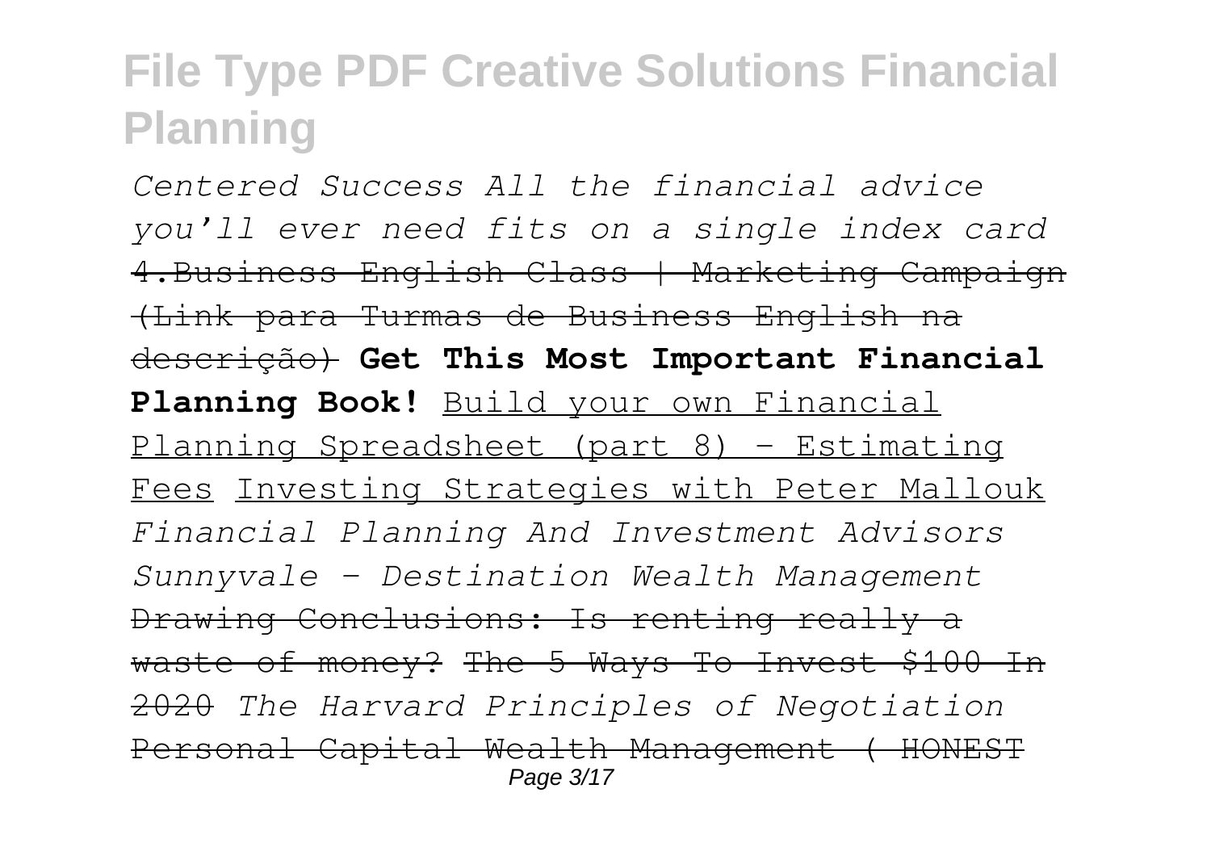*Centered Success All the financial advice you'll ever need fits on a single index card* ~~4.Business English Class | Marketing Campaign (Link para Turmas de Business English na descrição)~~ **Get This Most Important Financial Planning Book!** Build your own Financial Planning Spreadsheet (part 8) - Estimating Fees Investing Strategies with Peter Mallouk *Financial Planning And Investment Advisors Sunnyvale - Destination Wealth Management* ~~Drawing Conclusions: Is renting really a waste of money?~~ ~~The 5 Ways To Invest $100 In 2020~~ *The Harvard Principles of Negotiation* ~~Personal Capital Wealth Management ( HONEST~~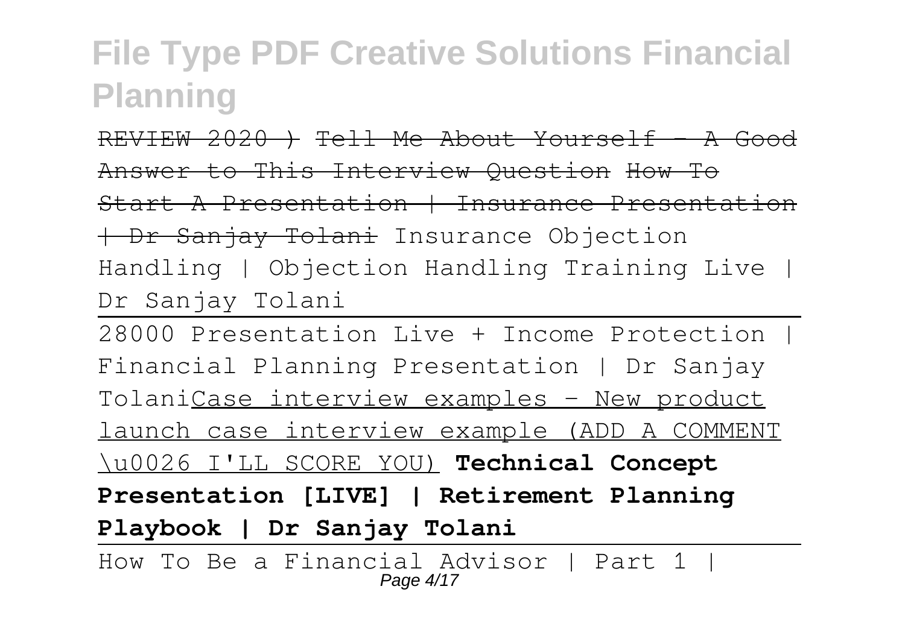# File Type PDF Creative Solutions Financial Planning

~~REVIEW 2020 ) Tell Me About Yourself - A Good Answer to This Interview Question How To Start A Presentation | Insurance Presentation | Dr Sanjay Tolani~~ Insurance Objection Handling | Objection Handling Training Live | Dr Sanjay Tolani

28000 Presentation Live + Income Protection | Financial Planning Presentation | Dr Sanjay TolaniCase interview examples - New product launch case interview example (ADD A COMMENT \u0026 I'LL SCORE YOU) **Technical Concept Presentation [LIVE] | Retirement Planning Playbook | Dr Sanjay Tolani**

How To Be a Financial Advisor | Part 1 |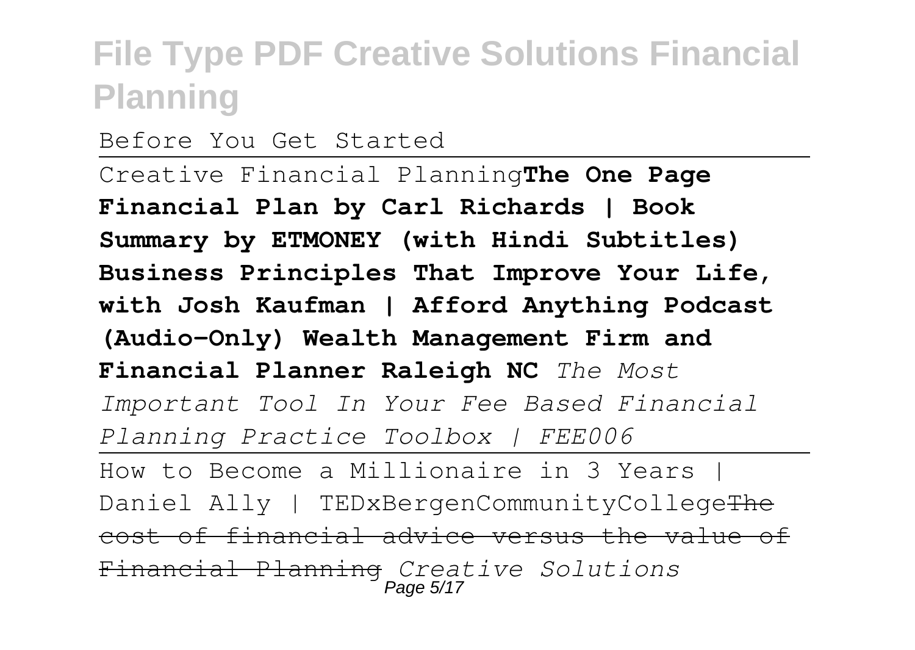# File Type PDF Creative Solutions Financial Planning

Before You Get Started

Creative Financial Planning**The One Page Financial Plan by Carl Richards | Book Summary by ETMONEY (with Hindi Subtitles) Business Principles That Improve Your Life, with Josh Kaufman | Afford Anything Podcast (Audio-Only) Wealth Management Firm and Financial Planner Raleigh NC** *The Most Important Tool In Your Fee Based Financial Planning Practice Toolbox | FEE006*

How to Become a Millionaire in 3 Years | Daniel Ally | TEDxBergenCommunityCollege~~The cost of financial advice versus the value of Financial Planning~~ *Creative Solutions*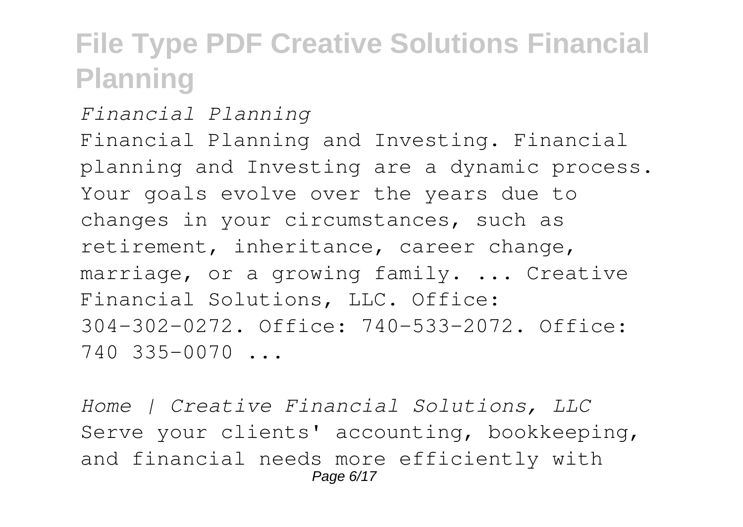*Financial Planning*

Financial Planning and Investing. Financial planning and Investing are a dynamic process. Your goals evolve over the years due to changes in your circumstances, such as retirement, inheritance, career change, marriage, or a growing family. ... Creative Financial Solutions, LLC. Office: 304-302-0272. Office: 740-533-2072. Office: 740 335-0070 ...

*Home | Creative Financial Solutions, LLC*

Serve your clients' accounting, bookkeeping, and financial needs more efficiently with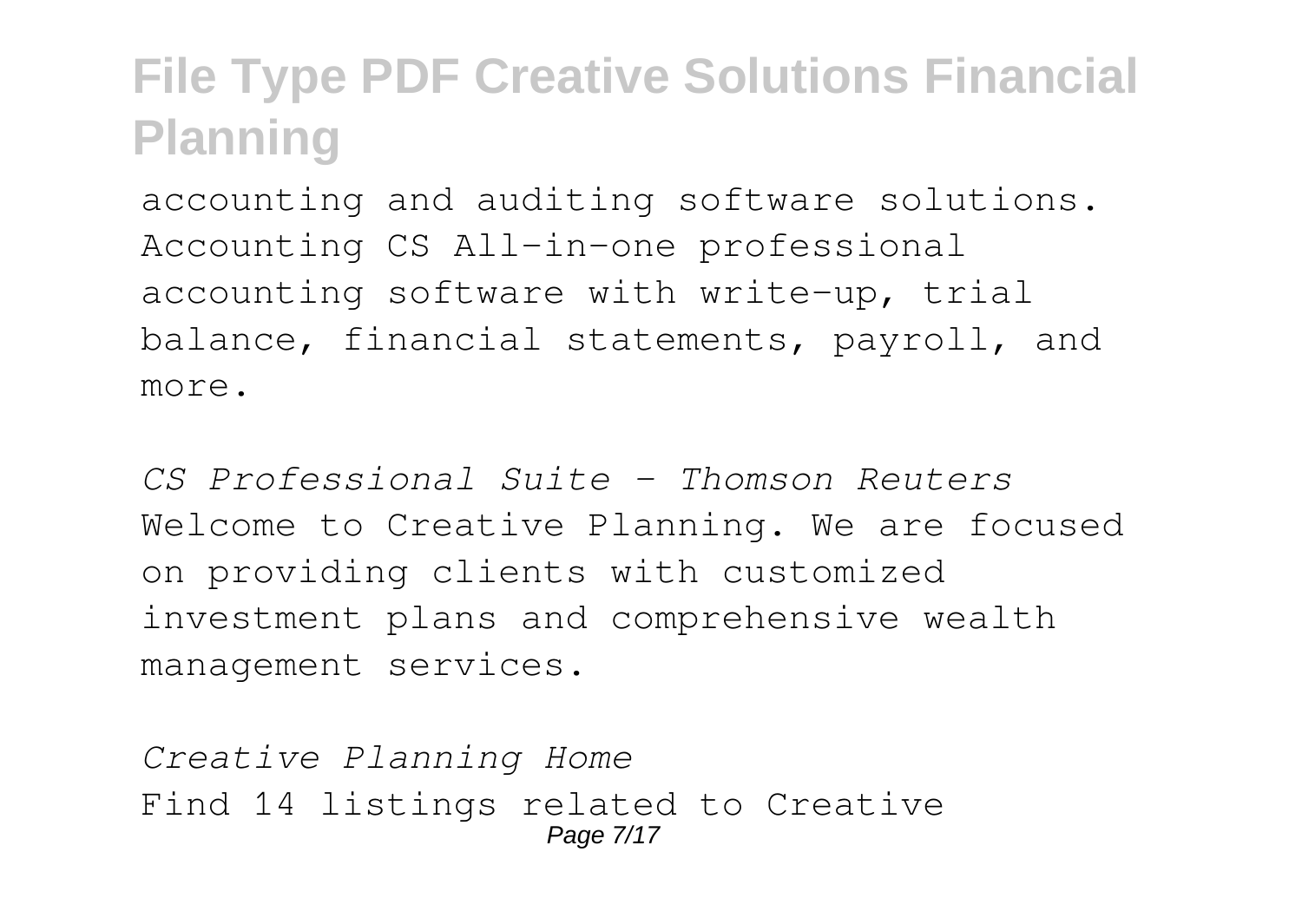accounting and auditing software solutions. Accounting CS All-in-one professional accounting software with write-up, trial balance, financial statements, payroll, and more.

*CS Professional Suite - Thomson Reuters*

Welcome to Creative Planning. We are focused on providing clients with customized investment plans and comprehensive wealth management services.

*Creative Planning Home*

Find 14 listings related to Creative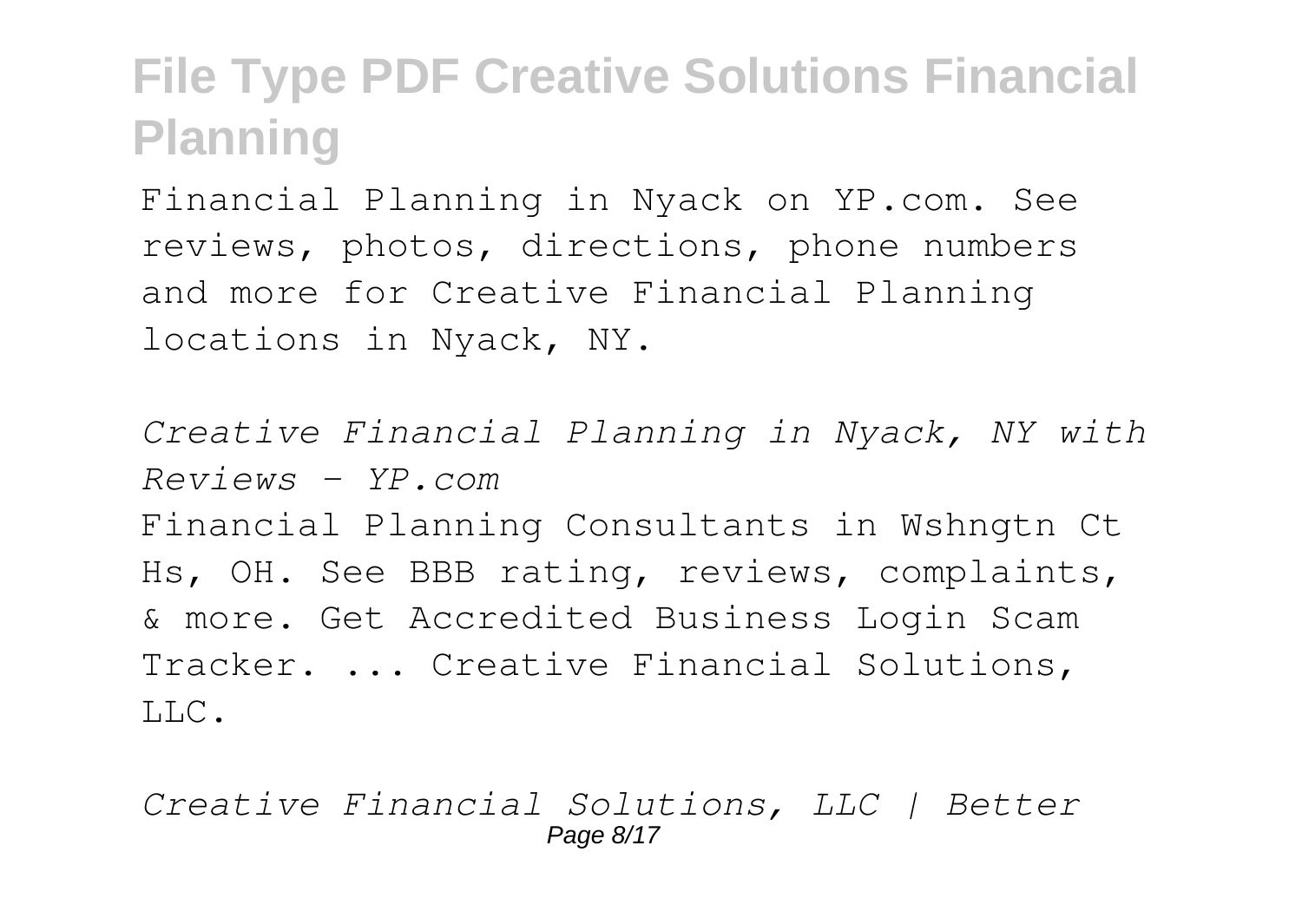Financial Planning in Nyack on YP.com. See reviews, photos, directions, phone numbers and more for Creative Financial Planning locations in Nyack, NY.

*Creative Financial Planning in Nyack, NY with Reviews - YP.com*

Financial Planning Consultants in Wshngtn Ct Hs, OH. See BBB rating, reviews, complaints, & more. Get Accredited Business Login Scam Tracker. ... Creative Financial Solutions, LLC.

*Creative Financial Solutions, LLC | Better*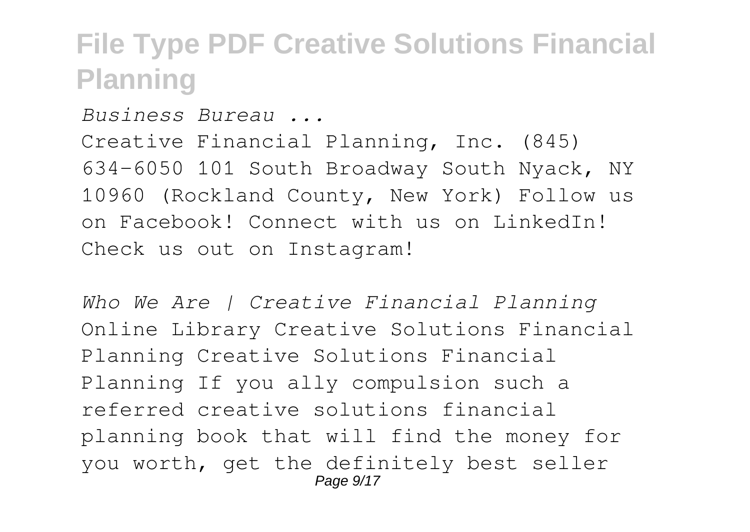*Business Bureau ...*

Creative Financial Planning, Inc. (845) 634-6050 101 South Broadway South Nyack, NY 10960 (Rockland County, New York) Follow us on Facebook! Connect with us on LinkedIn! Check us out on Instagram!

*Who We Are | Creative Financial Planning*

Online Library Creative Solutions Financial Planning Creative Solutions Financial Planning If you ally compulsion such a referred creative solutions financial planning book that will find the money for you worth, get the definitely best seller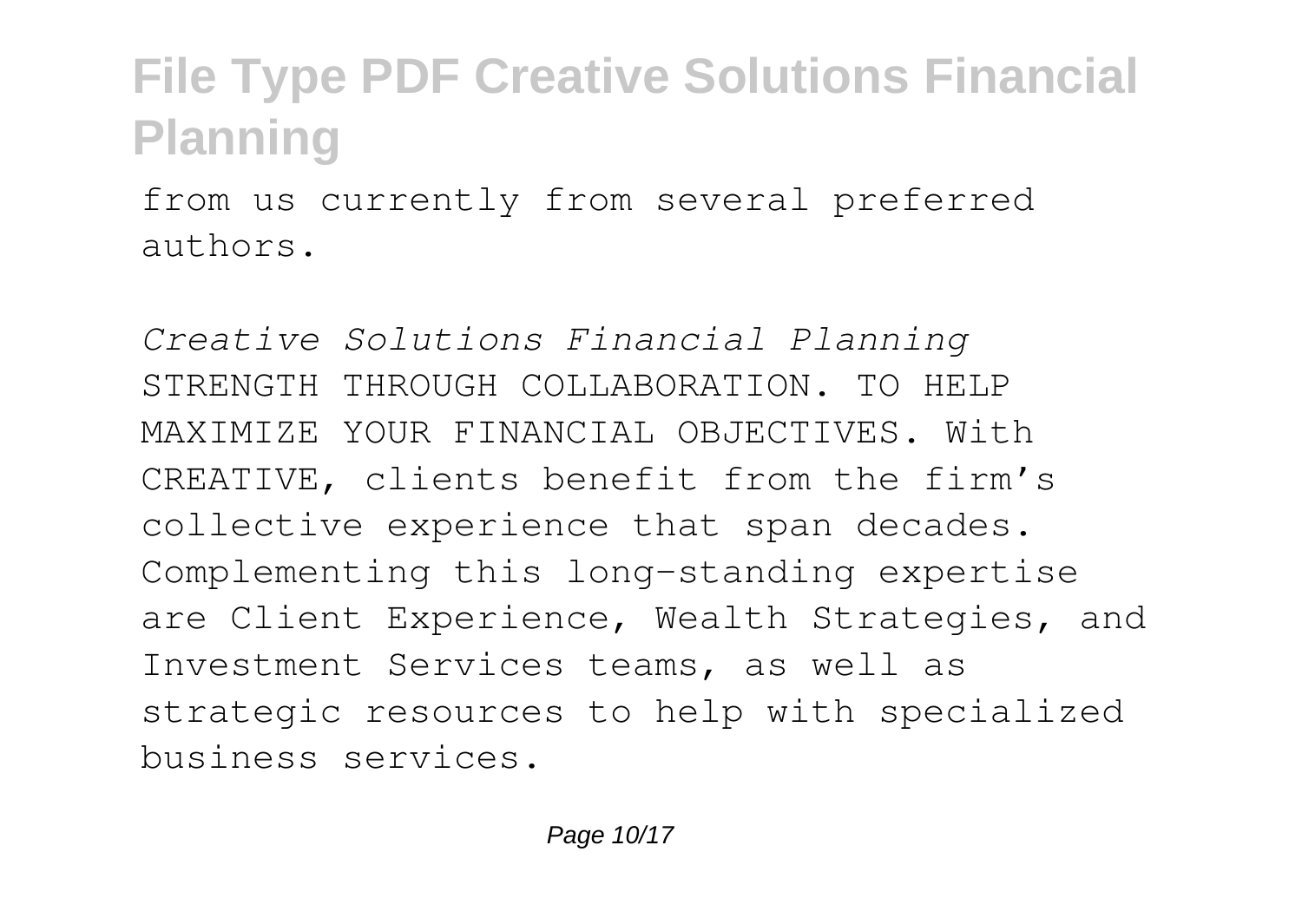from us currently from several preferred authors.

*Creative Solutions Financial Planning*

STRENGTH THROUGH COLLABORATION. TO HELP MAXIMIZE YOUR FINANCIAL OBJECTIVES. With CREATIVE, clients benefit from the firm's collective experience that span decades. Complementing this long-standing expertise are Client Experience, Wealth Strategies, and Investment Services teams, as well as strategic resources to help with specialized business services.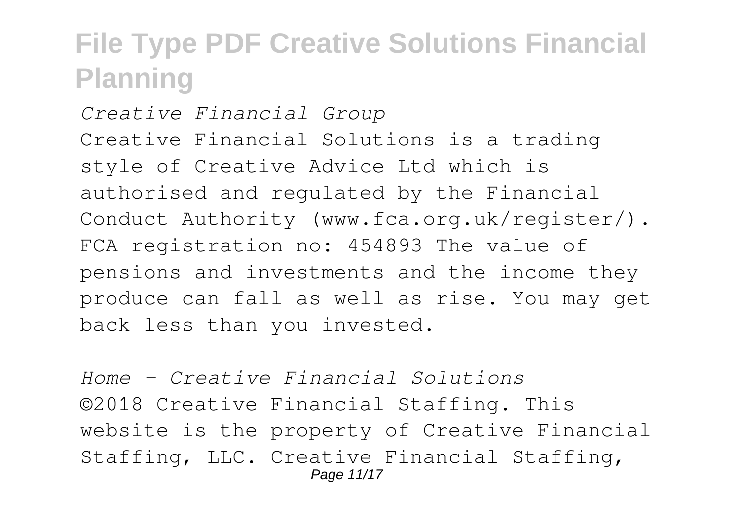*Creative Financial Group*

Creative Financial Solutions is a trading style of Creative Advice Ltd which is authorised and regulated by the Financial Conduct Authority (www.fca.org.uk/register/). FCA registration no: 454893 The value of pensions and investments and the income they produce can fall as well as rise. You may get back less than you invested.

*Home - Creative Financial Solutions*

©2018 Creative Financial Staffing. This website is the property of Creative Financial Staffing, LLC. Creative Financial Staffing,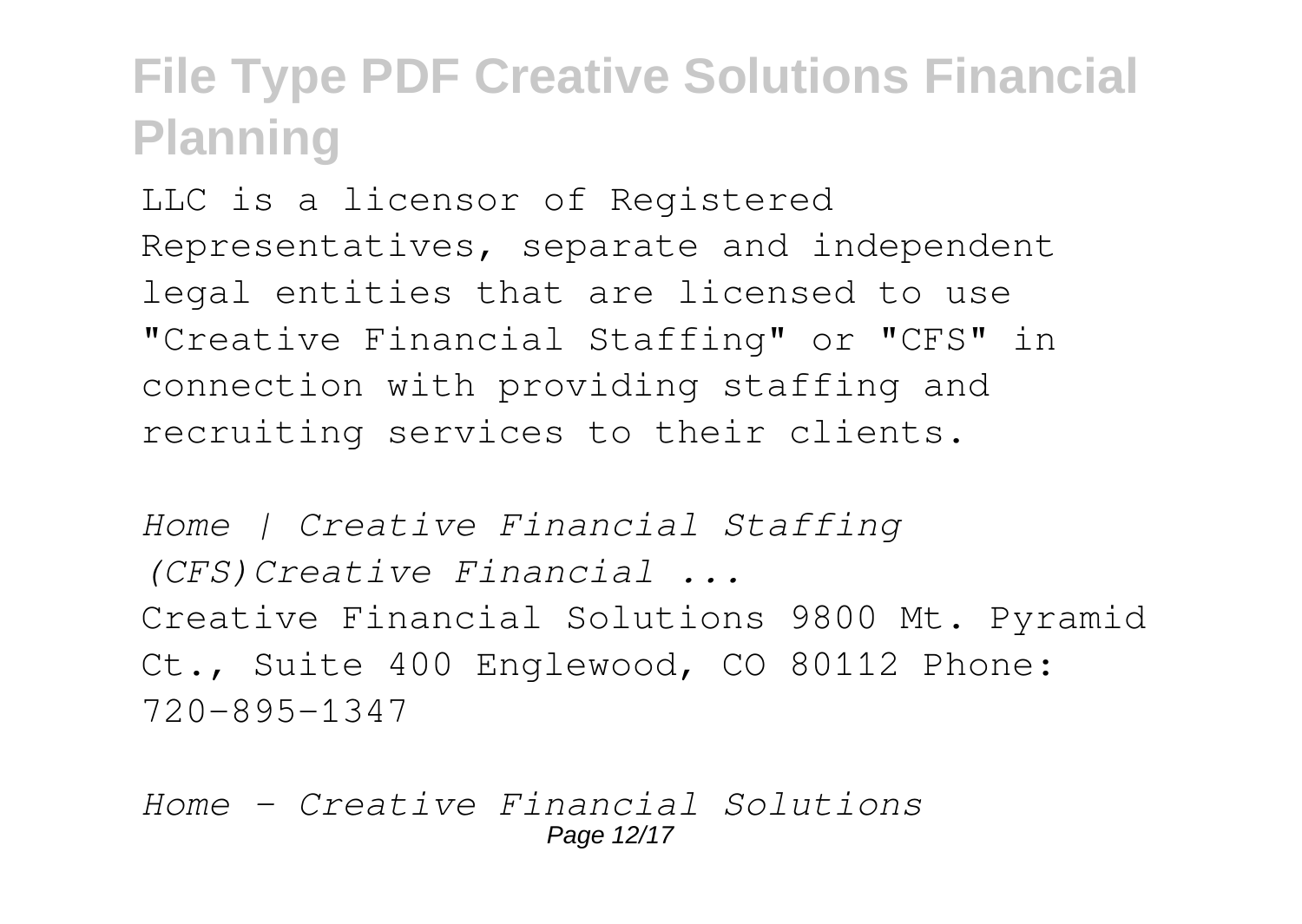LLC is a licensor of Registered Representatives, separate and independent legal entities that are licensed to use "Creative Financial Staffing" or "CFS" in connection with providing staffing and recruiting services to their clients.

*Home | Creative Financial Staffing (CFS)Creative Financial ...*

Creative Financial Solutions 9800 Mt. Pyramid Ct., Suite 400 Englewood, CO 80112 Phone: 720-895-1347

*Home - Creative Financial Solutions*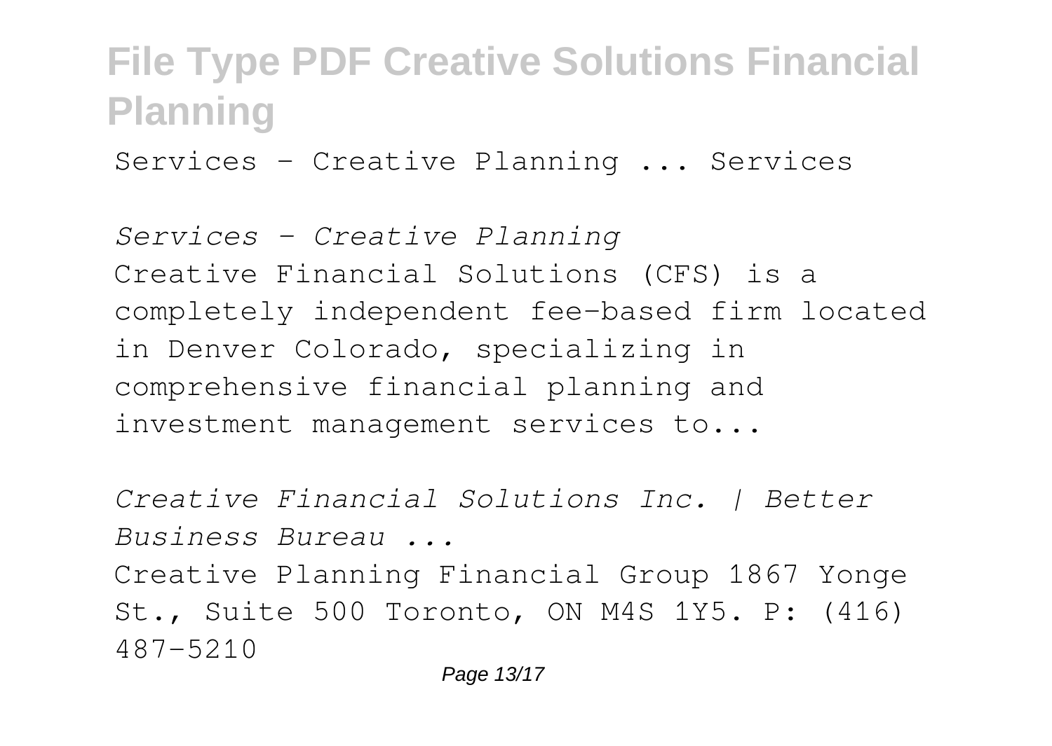Services - Creative Planning ... Services

*Services - Creative Planning*

Creative Financial Solutions (CFS) is a completely independent fee-based firm located in Denver Colorado, specializing in comprehensive financial planning and investment management services to...

*Creative Financial Solutions Inc. | Better Business Bureau ...*

Creative Planning Financial Group 1867 Yonge St., Suite 500 Toronto, ON M4S 1Y5. P: (416) 487-5210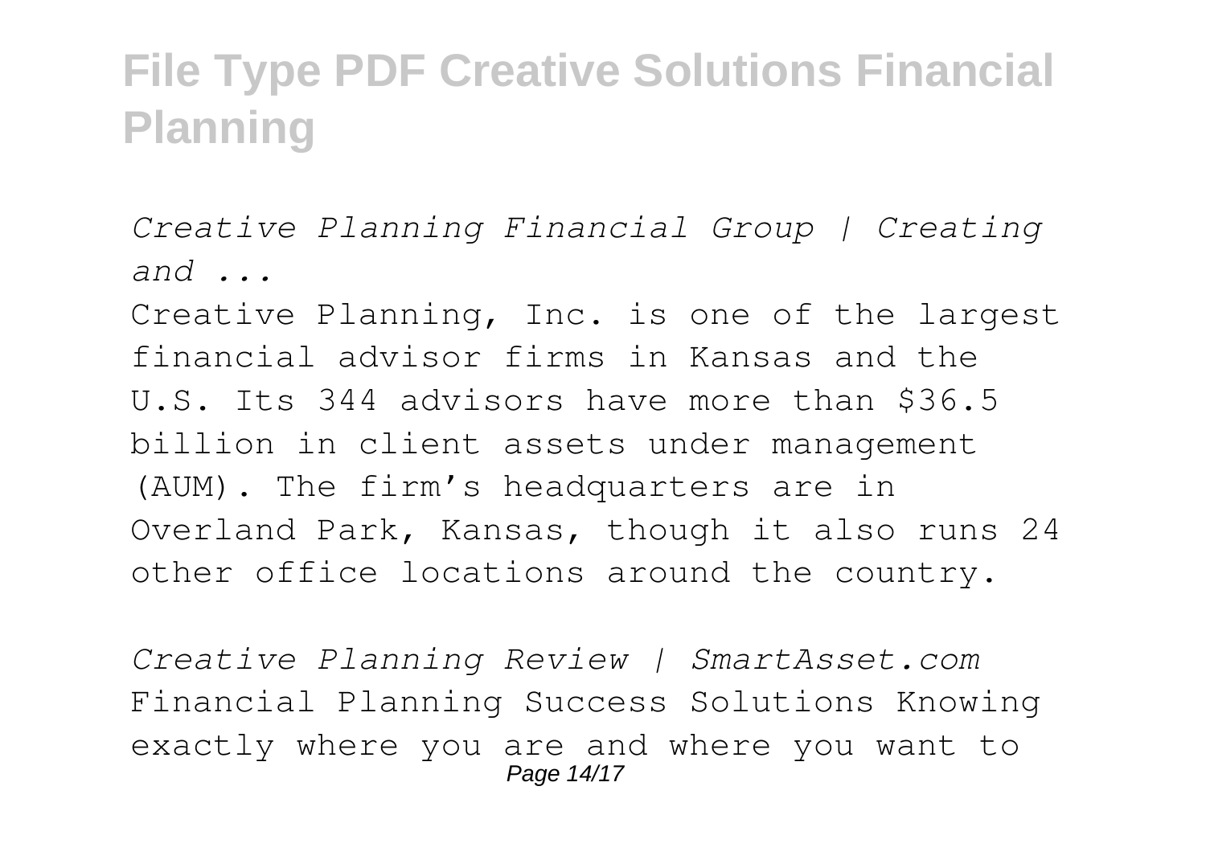*Creative Planning Financial Group | Creating and ...*

Creative Planning, Inc. is one of the largest financial advisor firms in Kansas and the U.S. Its 344 advisors have more than $36.5 billion in client assets under management (AUM). The firm's headquarters are in Overland Park, Kansas, though it also runs 24 other office locations around the country.

*Creative Planning Review | SmartAsset.com*

Financial Planning Success Solutions Knowing exactly where you are and where you want to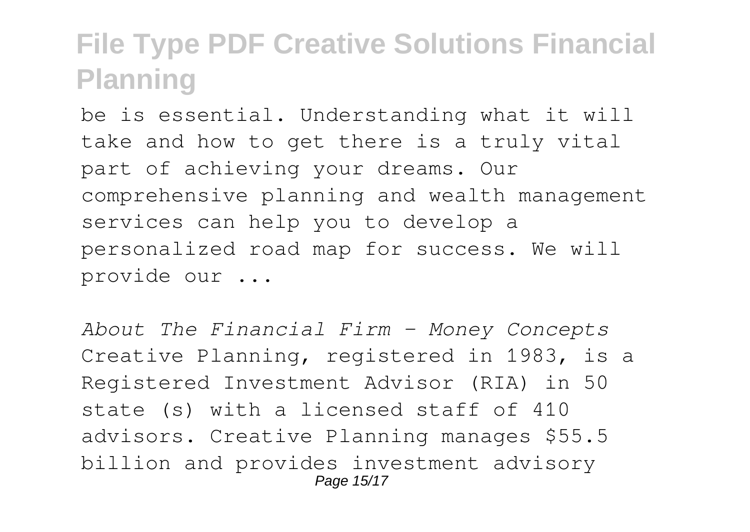be is essential. Understanding what it will take and how to get there is a truly vital part of achieving your dreams. Our comprehensive planning and wealth management services can help you to develop a personalized road map for success. We will provide our ...

*About The Financial Firm - Money Concepts*

Creative Planning, registered in 1983, is a Registered Investment Advisor (RIA) in 50 state (s) with a licensed staff of 410 advisors. Creative Planning manages $55.5 billion and provides investment advisory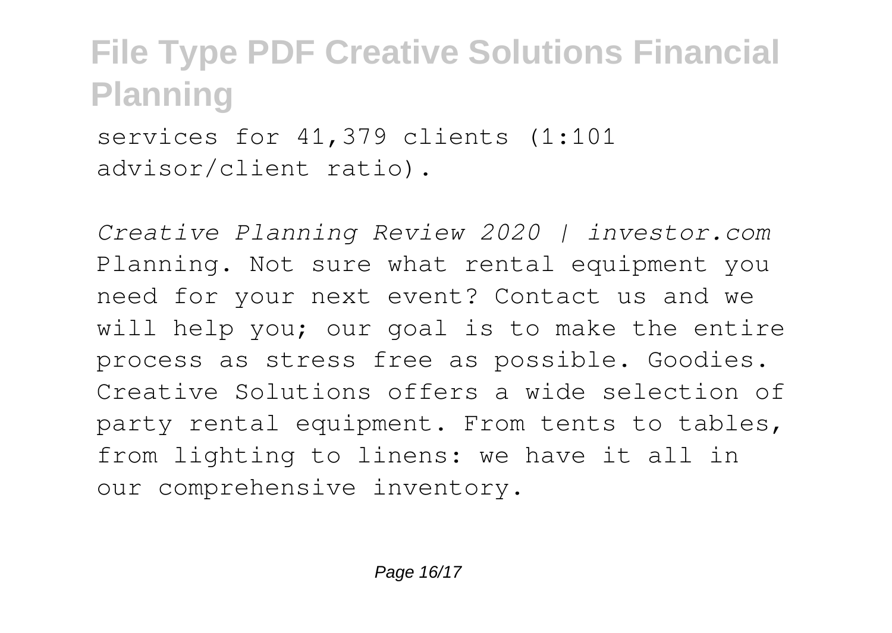services for 41,379 clients (1:101 advisor/client ratio).

*Creative Planning Review 2020 | investor.com*
Planning. Not sure what rental equipment you need for your next event? Contact us and we will help you; our goal is to make the entire process as stress free as possible. Goodies. Creative Solutions offers a wide selection of party rental equipment. From tents to tables, from lighting to linens: we have it all in our comprehensive inventory.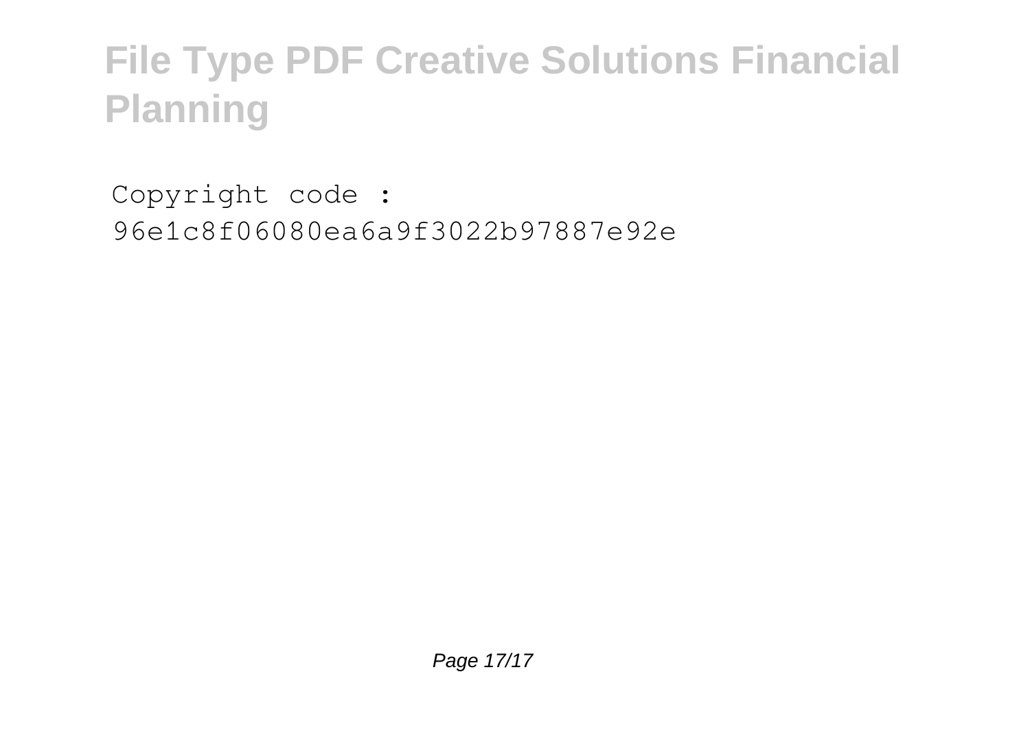Copyright code : 96e1c8f06080ea6a9f3022b97887e92e